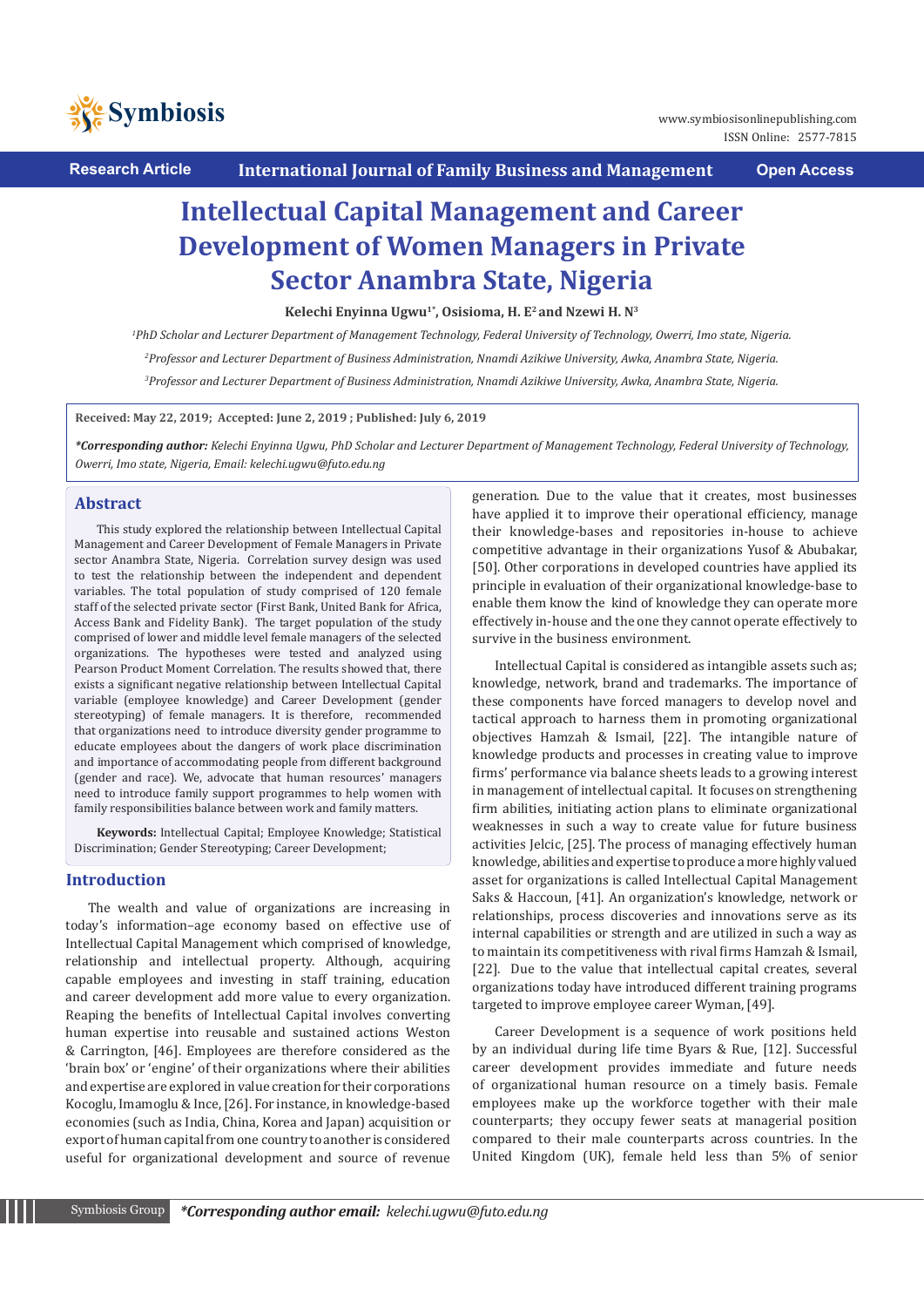Research Article | International Journal of Family Business and Management | Open Access

# Intellectual Capital Management and Career Development of Women Managers in Private Sector Anambra State, Nigeria

**Kelechi Enyinna Ugwu[1*], Osisioma, H. E[2] and Nzewi H. N[3]**

[1]*PhD Scholar and Lecturer Department of Management Technology, Federal University of Technology, Owerri, Imo state, Nigeria.*

[2]*Professor and Lecturer Department of Business Administration, Nnamdi Azikiwe University, Awka, Anambra State, Nigeria.*

[3]*Professor and Lecturer Department of Business Administration, Nnamdi Azikiwe University, Awka, Anambra State, Nigeria.*

**Received: May 22, 2019; Accepted: June 2, 2019 ; Published: July 6, 2019**

***Corresponding author:** *Kelechi Enyinna Ugwu, PhD Scholar and Lecturer Department of Management Technology, Federal University of Technology, Owerri, Imo state, Nigeria, Email: kelechi.ugwu@futo.edu.ng*

## Abstract

This study explored the relationship between Intellectual Capital Management and Career Development of Female Managers in Private sector Anambra State, Nigeria. Correlation survey design was used to test the relationship between the independent and dependent variables. The total population of study comprised of 120 female staff of the selected private sector (First Bank, United Bank for Africa, Access Bank and Fidelity Bank). The target population of the study comprised of lower and middle level female managers of the selected organizations. The hypotheses were tested and analyzed using Pearson Product Moment Correlation. The results showed that, there exists a significant negative relationship between Intellectual Capital variable (employee knowledge) and Career Development (gender stereotyping) of female managers. It is therefore, recommended that organizations need to introduce diversity gender programme to educate employees about the dangers of work place discrimination and importance of accommodating people from different background (gender and race). We, advocate that human resources' managers need to introduce family support programmes to help women with family responsibilities balance between work and family matters.

**Keywords:** Intellectual Capital; Employee Knowledge; Statistical Discrimination; Gender Stereotyping; Career Development;

## Introduction

The wealth and value of organizations are increasing in today's information–age economy based on effective use of Intellectual Capital Management which comprised of knowledge, relationship and intellectual property. Although, acquiring capable employees and investing in staff training, education and career development add more value to every organization. Reaping the benefits of Intellectual Capital involves converting human expertise into reusable and sustained actions Weston & Carrington, [46]. Employees are therefore considered as the 'brain box' or 'engine' of their organizations where their abilities and expertise are explored in value creation for their corporations Kocoglu, Imamoglu & Ince, [26]. For instance, in knowledge-based economies (such as India, China, Korea and Japan) acquisition or export of human capital from one country to another is considered useful for organizational development and source of revenue generation. Due to the value that it creates, most businesses have applied it to improve their operational efficiency, manage their knowledge-bases and repositories in-house to achieve competitive advantage in their organizations Yusof & Abubakar, [50]. Other corporations in developed countries have applied its principle in evaluation of their organizational knowledge-base to enable them know the kind of knowledge they can operate more effectively in-house and the one they cannot operate effectively to survive in the business environment.

Intellectual Capital is considered as intangible assets such as; knowledge, network, brand and trademarks. The importance of these components have forced managers to develop novel and tactical approach to harness them in promoting organizational objectives Hamzah & Ismail, [22]. The intangible nature of knowledge products and processes in creating value to improve firms' performance via balance sheets leads to a growing interest in management of intellectual capital. It focuses on strengthening firm abilities, initiating action plans to eliminate organizational weaknesses in such a way to create value for future business activities Jelcic, [25]. The process of managing effectively human knowledge, abilities and expertise to produce a more highly valued asset for organizations is called Intellectual Capital Management Saks & Haccoun, [41]. An organization's knowledge, network or relationships, process discoveries and innovations serve as its internal capabilities or strength and are utilized in such a way as to maintain its competitiveness with rival firms Hamzah & Ismail, [22]. Due to the value that intellectual capital creates, several organizations today have introduced different training programs targeted to improve employee career Wyman, [49].

Career Development is a sequence of work positions held by an individual during life time Byars & Rue, [12]. Successful career development provides immediate and future needs of organizational human resource on a timely basis. Female employees make up the workforce together with their male counterparts; they occupy fewer seats at managerial position compared to their male counterparts across countries. In the United Kingdom (UK), female held less than 5% of senior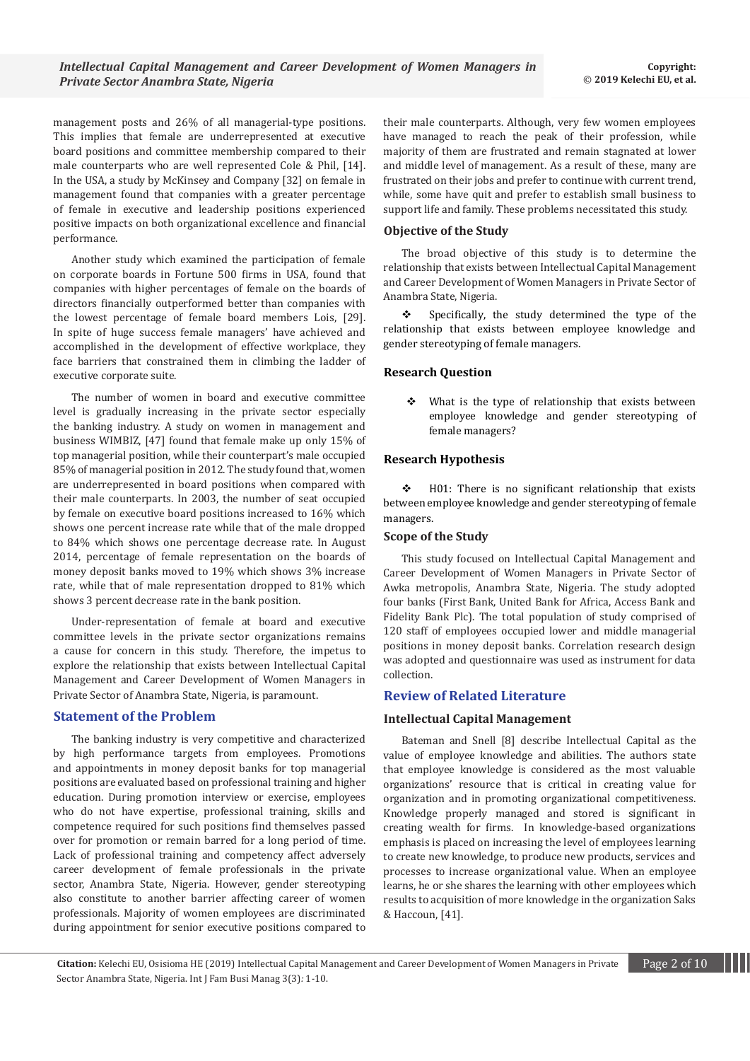management posts and 26% of all managerial-type positions. This implies that female are underrepresented at executive board positions and committee membership compared to their male counterparts who are well represented Cole & Phil, [14]. In the USA, a study by McKinsey and Company [32] on female in management found that companies with a greater percentage of female in executive and leadership positions experienced positive impacts on both organizational excellence and financial performance.

Another study which examined the participation of female on corporate boards in Fortune 500 firms in USA, found that companies with higher percentages of female on the boards of directors financially outperformed better than companies with the lowest percentage of female board members Lois, [29]. In spite of huge success female managers' have achieved and accomplished in the development of effective workplace, they face barriers that constrained them in climbing the ladder of executive corporate suite.

The number of women in board and executive committee level is gradually increasing in the private sector especially the banking industry. A study on women in management and business WIMBIZ, [47] found that female make up only 15% of top managerial position, while their counterpart's male occupied 85% of managerial position in 2012. The study found that, women are underrepresented in board positions when compared with their male counterparts. In 2003, the number of seat occupied by female on executive board positions increased to 16% which shows one percent increase rate while that of the male dropped to 84% which shows one percentage decrease rate. In August 2014, percentage of female representation on the boards of money deposit banks moved to 19% which shows 3% increase rate, while that of male representation dropped to 81% which shows 3 percent decrease rate in the bank position.

Under-representation of female at board and executive committee levels in the private sector organizations remains a cause for concern in this study. Therefore, the impetus to explore the relationship that exists between Intellectual Capital Management and Career Development of Women Managers in Private Sector of Anambra State, Nigeria, is paramount.

## Statement of the Problem

The banking industry is very competitive and characterized by high performance targets from employees. Promotions and appointments in money deposit banks for top managerial positions are evaluated based on professional training and higher education. During promotion interview or exercise, employees who do not have expertise, professional training, skills and competence required for such positions find themselves passed over for promotion or remain barred for a long period of time. Lack of professional training and competency affect adversely career development of female professionals in the private sector, Anambra State, Nigeria. However, gender stereotyping also constitute to another barrier affecting career of women professionals. Majority of women employees are discriminated during appointment for senior executive positions compared to their male counterparts. Although, very few women employees have managed to reach the peak of their profession, while majority of them are frustrated and remain stagnated at lower and middle level of management. As a result of these, many are frustrated on their jobs and prefer to continue with current trend, while, some have quit and prefer to establish small business to support life and family. These problems necessitated this study.

### Objective of the Study

The broad objective of this study is to determine the relationship that exists between Intellectual Capital Management and Career Development of Women Managers in Private Sector of Anambra State, Nigeria.

- Specifically, the study determined the type of the relationship that exists between employee knowledge and gender stereotyping of female managers.

### Research Question

- What is the type of relationship that exists between employee knowledge and gender stereotyping of female managers?

### Research Hypothesis

- H01: There is no significant relationship that exists between employee knowledge and gender stereotyping of female managers.

### Scope of the Study

This study focused on Intellectual Capital Management and Career Development of Women Managers in Private Sector of Awka metropolis, Anambra State, Nigeria. The study adopted four banks (First Bank, United Bank for Africa, Access Bank and Fidelity Bank Plc). The total population of study comprised of 120 staff of employees occupied lower and middle managerial positions in money deposit banks. Correlation research design was adopted and questionnaire was used as instrument for data collection.

## Review of Related Literature

### Intellectual Capital Management

Bateman and Snell [8] describe Intellectual Capital as the value of employee knowledge and abilities. The authors state that employee knowledge is considered as the most valuable organizations' resource that is critical in creating value for organization and in promoting organizational competitiveness. Knowledge properly managed and stored is significant in creating wealth for firms. In knowledge-based organizations emphasis is placed on increasing the level of employees learning to create new knowledge, to produce new products, services and processes to increase organizational value. When an employee learns, he or she shares the learning with other employees which results to acquisition of more knowledge in the organization Saks & Haccoun, [41].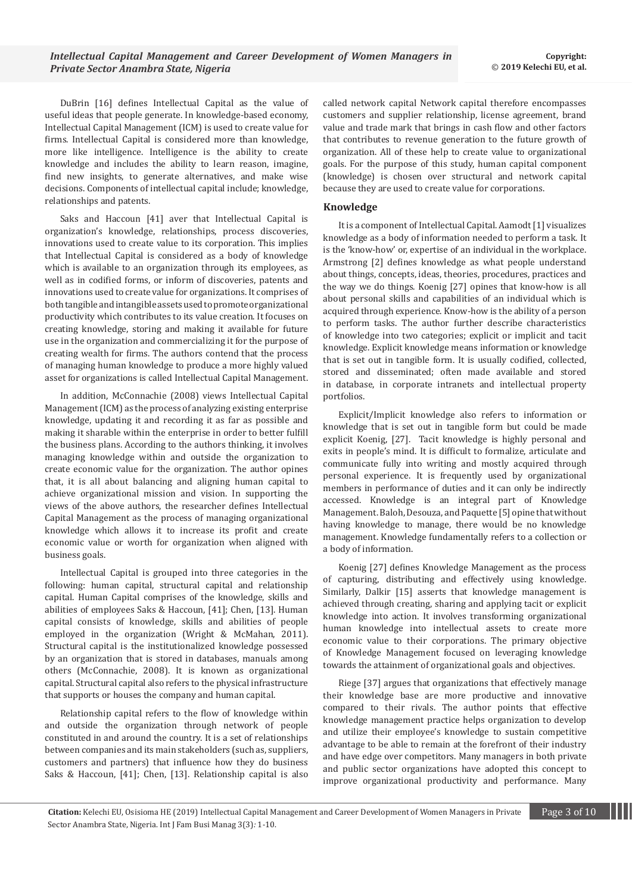DuBrin [16] defines Intellectual Capital as the value of useful ideas that people generate. In knowledge-based economy, Intellectual Capital Management (ICM) is used to create value for firms. Intellectual Capital is considered more than knowledge, more like intelligence. Intelligence is the ability to create knowledge and includes the ability to learn reason, imagine, find new insights, to generate alternatives, and make wise decisions. Components of intellectual capital include; knowledge, relationships and patents.

Saks and Haccoun [41] aver that Intellectual Capital is organization's knowledge, relationships, process discoveries, innovations used to create value to its corporation. This implies that Intellectual Capital is considered as a body of knowledge which is available to an organization through its employees, as well as in codified forms, or inform of discoveries, patents and innovations used to create value for organizations. It comprises of both tangible and intangible assets used to promote organizational productivity which contributes to its value creation. It focuses on creating knowledge, storing and making it available for future use in the organization and commercializing it for the purpose of creating wealth for firms. The authors contend that the process of managing human knowledge to produce a more highly valued asset for organizations is called Intellectual Capital Management.

In addition, McConnachie (2008) views Intellectual Capital Management (ICM) as the process of analyzing existing enterprise knowledge, updating it and recording it as far as possible and making it sharable within the enterprise in order to better fulfill the business plans. According to the authors thinking, it involves managing knowledge within and outside the organization to create economic value for the organization. The author opines that, it is all about balancing and aligning human capital to achieve organizational mission and vision. In supporting the views of the above authors, the researcher defines Intellectual Capital Management as the process of managing organizational knowledge which allows it to increase its profit and create economic value or worth for organization when aligned with business goals.

Intellectual Capital is grouped into three categories in the following: human capital, structural capital and relationship capital. Human Capital comprises of the knowledge, skills and abilities of employees Saks & Haccoun, [41]; Chen, [13]. Human capital consists of knowledge, skills and abilities of people employed in the organization (Wright & McMahan, 2011). Structural capital is the institutionalized knowledge possessed by an organization that is stored in databases, manuals among others (McConnachie, 2008). It is known as organizational capital. Structural capital also refers to the physical infrastructure that supports or houses the company and human capital.

Relationship capital refers to the flow of knowledge within and outside the organization through network of people constituted in and around the country. It is a set of relationships between companies and its main stakeholders (such as, suppliers, customers and partners) that influence how they do business Saks & Haccoun, [41]; Chen, [13]. Relationship capital is also called network capital Network capital therefore encompasses customers and supplier relationship, license agreement, brand value and trade mark that brings in cash flow and other factors that contributes to revenue generation to the future growth of organization. All of these help to create value to organizational goals. For the purpose of this study, human capital component (knowledge) is chosen over structural and network capital because they are used to create value for corporations.

### Knowledge

It is a component of Intellectual Capital. Aamodt [1] visualizes knowledge as a body of information needed to perform a task. It is the 'know-how' or, expertise of an individual in the workplace. Armstrong [2] defines knowledge as what people understand about things, concepts, ideas, theories, procedures, practices and the way we do things. Koenig [27] opines that know-how is all about personal skills and capabilities of an individual which is acquired through experience. Know-how is the ability of a person to perform tasks. The author further describe characteristics of knowledge into two categories; explicit or implicit and tacit knowledge. Explicit knowledge means information or knowledge that is set out in tangible form. It is usually codified, collected, stored and disseminated; often made available and stored in database, in corporate intranets and intellectual property portfolios.

Explicit/Implicit knowledge also refers to information or knowledge that is set out in tangible form but could be made explicit Koenig, [27]. Tacit knowledge is highly personal and exits in people's mind. It is difficult to formalize, articulate and communicate fully into writing and mostly acquired through personal experience. It is frequently used by organizational members in performance of duties and it can only be indirectly accessed. Knowledge is an integral part of Knowledge Management. Baloh, Desouza, and Paquette [5] opine that without having knowledge to manage, there would be no knowledge management. Knowledge fundamentally refers to a collection or a body of information.

Koenig [27] defines Knowledge Management as the process of capturing, distributing and effectively using knowledge. Similarly, Dalkir [15] asserts that knowledge management is achieved through creating, sharing and applying tacit or explicit knowledge into action. It involves transforming organizational human knowledge into intellectual assets to create more economic value to their corporations. The primary objective of Knowledge Management focused on leveraging knowledge towards the attainment of organizational goals and objectives.

Riege [37] argues that organizations that effectively manage their knowledge base are more productive and innovative compared to their rivals. The author points that effective knowledge management practice helps organization to develop and utilize their employee's knowledge to sustain competitive advantage to be able to remain at the forefront of their industry and have edge over competitors. Many managers in both private and public sector organizations have adopted this concept to improve organizational productivity and performance. Many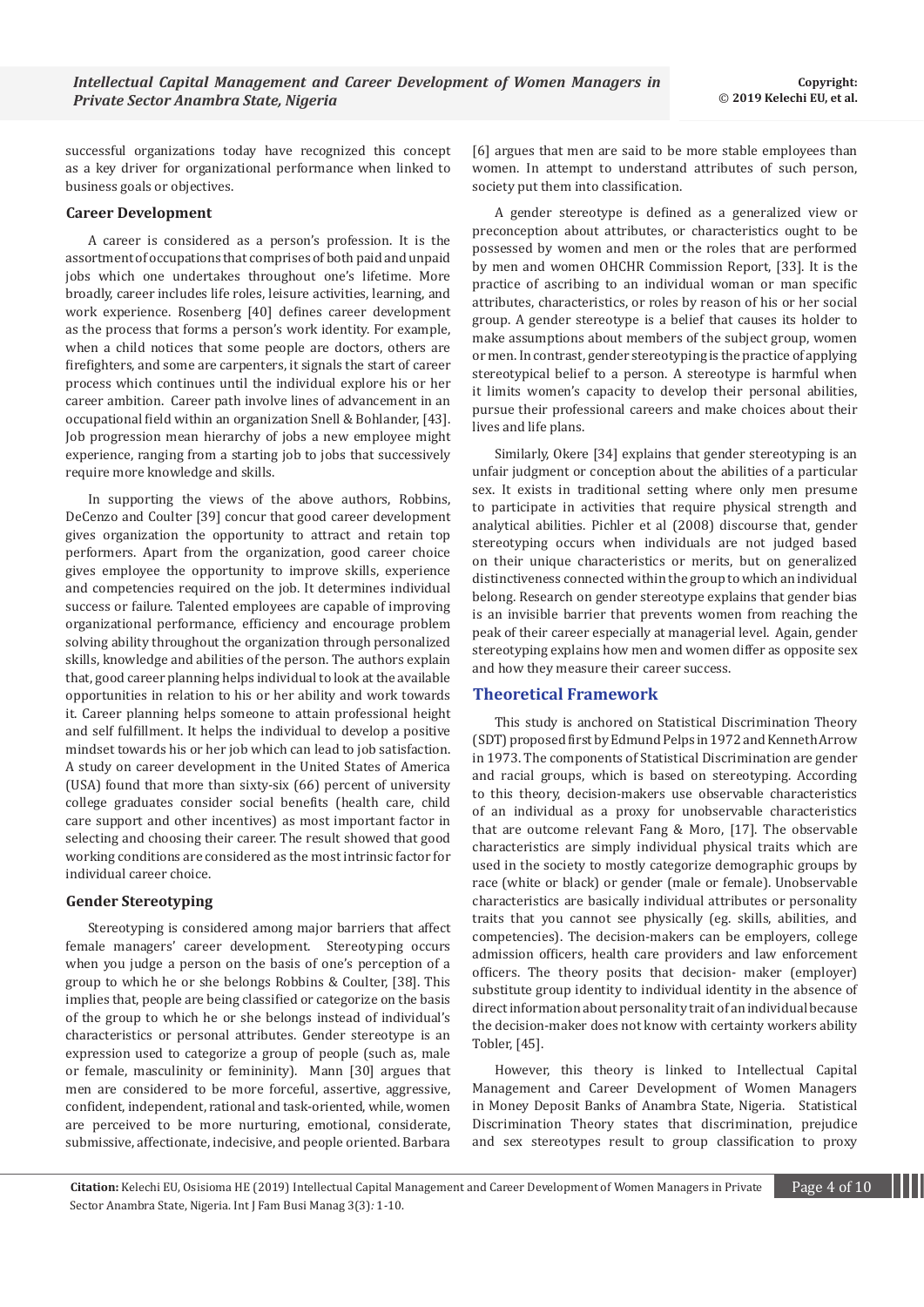successful organizations today have recognized this concept as a key driver for organizational performance when linked to business goals or objectives.

### Career Development

A career is considered as a person's profession. It is the assortment of occupations that comprises of both paid and unpaid jobs which one undertakes throughout one's lifetime. More broadly, career includes life roles, leisure activities, learning, and work experience. Rosenberg [40] defines career development as the process that forms a person's work identity. For example, when a child notices that some people are doctors, others are firefighters, and some are carpenters, it signals the start of career process which continues until the individual explore his or her career ambition. Career path involve lines of advancement in an occupational field within an organization Snell & Bohlander, [43]. Job progression mean hierarchy of jobs a new employee might experience, ranging from a starting job to jobs that successively require more knowledge and skills.

In supporting the views of the above authors, Robbins, DeCenzo and Coulter [39] concur that good career development gives organization the opportunity to attract and retain top performers. Apart from the organization, good career choice gives employee the opportunity to improve skills, experience and competencies required on the job. It determines individual success or failure. Talented employees are capable of improving organizational performance, efficiency and encourage problem solving ability throughout the organization through personalized skills, knowledge and abilities of the person. The authors explain that, good career planning helps individual to look at the available opportunities in relation to his or her ability and work towards it. Career planning helps someone to attain professional height and self fulfillment. It helps the individual to develop a positive mindset towards his or her job which can lead to job satisfaction. A study on career development in the United States of America (USA) found that more than sixty-six (66) percent of university college graduates consider social benefits (health care, child care support and other incentives) as most important factor in selecting and choosing their career. The result showed that good working conditions are considered as the most intrinsic factor for individual career choice.

### Gender Stereotyping

Stereotyping is considered among major barriers that affect female managers' career development. Stereotyping occurs when you judge a person on the basis of one's perception of a group to which he or she belongs Robbins & Coulter, [38]. This implies that, people are being classified or categorize on the basis of the group to which he or she belongs instead of individual's characteristics or personal attributes. Gender stereotype is an expression used to categorize a group of people (such as, male or female, masculinity or femininity). Mann [30] argues that men are considered to be more forceful, assertive, aggressive, confident, independent, rational and task-oriented, while, women are perceived to be more nurturing, emotional, considerate, submissive, affectionate, indecisive, and people oriented. Barbara [6] argues that men are said to be more stable employees than women. In attempt to understand attributes of such person, society put them into classification.

A gender stereotype is defined as a generalized view or preconception about attributes, or characteristics ought to be possessed by women and men or the roles that are performed by men and women OHCHR Commission Report, [33]. It is the practice of ascribing to an individual woman or man specific attributes, characteristics, or roles by reason of his or her social group. A gender stereotype is a belief that causes its holder to make assumptions about members of the subject group, women or men. In contrast, gender stereotyping is the practice of applying stereotypical belief to a person. A stereotype is harmful when it limits women's capacity to develop their personal abilities, pursue their professional careers and make choices about their lives and life plans.

Similarly, Okere [34] explains that gender stereotyping is an unfair judgment or conception about the abilities of a particular sex. It exists in traditional setting where only men presume to participate in activities that require physical strength and analytical abilities. Pichler et al (2008) discourse that, gender stereotyping occurs when individuals are not judged based on their unique characteristics or merits, but on generalized distinctiveness connected within the group to which an individual belong. Research on gender stereotype explains that gender bias is an invisible barrier that prevents women from reaching the peak of their career especially at managerial level. Again, gender stereotyping explains how men and women differ as opposite sex and how they measure their career success.

## Theoretical Framework

This study is anchored on Statistical Discrimination Theory (SDT) proposed first by Edmund Pelps in 1972 and Kenneth Arrow in 1973. The components of Statistical Discrimination are gender and racial groups, which is based on stereotyping. According to this theory, decision-makers use observable characteristics of an individual as a proxy for unobservable characteristics that are outcome relevant Fang & Moro, [17]. The observable characteristics are simply individual physical traits which are used in the society to mostly categorize demographic groups by race (white or black) or gender (male or female). Unobservable characteristics are basically individual attributes or personality traits that you cannot see physically (eg. skills, abilities, and competencies). The decision-makers can be employers, college admission officers, health care providers and law enforcement officers. The theory posits that decision- maker (employer) substitute group identity to individual identity in the absence of direct information about personality trait of an individual because the decision-maker does not know with certainty workers ability Tobler, [45].

However, this theory is linked to Intellectual Capital Management and Career Development of Women Managers in Money Deposit Banks of Anambra State, Nigeria. Statistical Discrimination Theory states that discrimination, prejudice and sex stereotypes result to group classification to proxy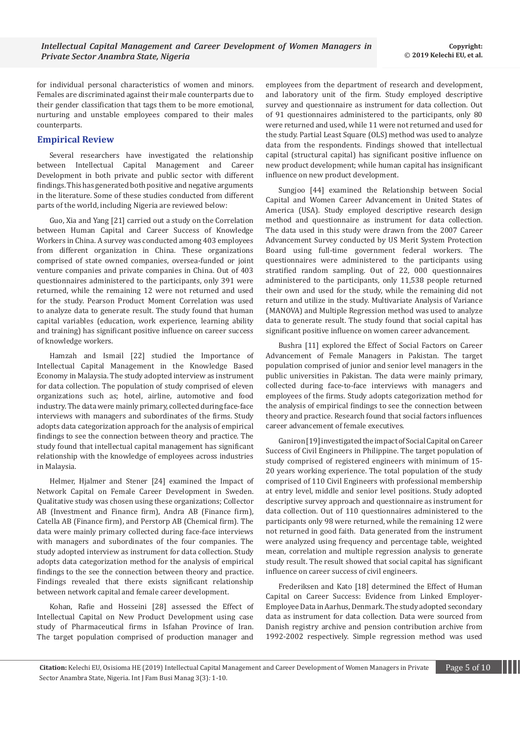for individual personal characteristics of women and minors. Females are discriminated against their male counterparts due to their gender classification that tags them to be more emotional, nurturing and unstable employees compared to their males counterparts.

## Empirical Review

Several researchers have investigated the relationship between Intellectual Capital Management and Career Development in both private and public sector with different findings. This has generated both positive and negative arguments in the literature. Some of these studies conducted from different parts of the world, including Nigeria are reviewed below:

Guo, Xia and Yang [21] carried out a study on the Correlation between Human Capital and Career Success of Knowledge Workers in China. A survey was conducted among 403 employees from different organization in China. These organizations comprised of state owned companies, oversea-funded or joint venture companies and private companies in China. Out of 403 questionnaires administered to the participants, only 391 were returned, while the remaining 12 were not returned and used for the study. Pearson Product Moment Correlation was used to analyze data to generate result. The study found that human capital variables (education, work experience, learning ability and training) has significant positive influence on career success of knowledge workers.

Hamzah and Ismail [22] studied the Importance of Intellectual Capital Management in the Knowledge Based Economy in Malaysia. The study adopted interview as instrument for data collection. The population of study comprised of eleven organizations such as; hotel, airline, automotive and food industry. The data were mainly primary, collected during face-face interviews with managers and subordinates of the firms. Study adopts data categorization approach for the analysis of empirical findings to see the connection between theory and practice. The study found that intellectual capital management has significant relationship with the knowledge of employees across industries in Malaysia.

Helmer, Hjalmer and Stener [24] examined the Impact of Network Capital on Female Career Development in Sweden. Qualitative study was chosen using these organizations; Collector AB (Investment and Finance firm), Andra AB (Finance firm), Catella AB (Finance firm), and Perstorp AB (Chemical firm). The data were mainly primary collected during face-face interviews with managers and subordinates of the four companies. The study adopted interview as instrument for data collection. Study adopts data categorization method for the analysis of empirical findings to the see the connection between theory and practice. Findings revealed that there exists significant relationship between network capital and female career development.

Kohan, Rafie and Hosseini [28] assessed the Effect of Intellectual Capital on New Product Development using case study of Pharmaceutical firms in Isfahan Province of Iran. The target population comprised of production manager and employees from the department of research and development, and laboratory unit of the firm. Study employed descriptive survey and questionnaire as instrument for data collection. Out of 91 questionnaires administered to the participants, only 80 were returned and used, while 11 were not returned and used for the study. Partial Least Square (OLS) method was used to analyze data from the respondents. Findings showed that intellectual capital (structural capital) has significant positive influence on new product development; while human capital has insignificant influence on new product development.

Sungjoo [44] examined the Relationship between Social Capital and Women Career Advancement in United States of America (USA). Study employed descriptive research design method and questionnaire as instrument for data collection. The data used in this study were drawn from the 2007 Career Advancement Survey conducted by US Merit System Protection Board using full-time government federal workers. The questionnaires were administered to the participants using stratified random sampling. Out of 22, 000 questionnaires administered to the participants, only 11,538 people returned their own and used for the study, while the remaining did not return and utilize in the study. Multivariate Analysis of Variance (MANOVA) and Multiple Regression method was used to analyze data to generate result. The study found that social capital has significant positive influence on women career advancement.

Bushra [11] explored the Effect of Social Factors on Career Advancement of Female Managers in Pakistan. The target population comprised of junior and senior level managers in the public universities in Pakistan. The data were mainly primary, collected during face-to-face interviews with managers and employees of the firms. Study adopts categorization method for the analysis of empirical findings to see the connection between theory and practice. Research found that social factors influences career advancement of female executives.

Ganiron [19] investigated the impact of Social Capital on Career Success of Civil Engineers in Philippine. The target population of study comprised of registered engineers with minimum of 15-20 years working experience. The total population of the study comprised of 110 Civil Engineers with professional membership at entry level, middle and senior level positions. Study adopted descriptive survey approach and questionnaire as instrument for data collection. Out of 110 questionnaires administered to the participants only 98 were returned, while the remaining 12 were not returned in good faith. Data generated from the instrument were analyzed using frequency and percentage table, weighted mean, correlation and multiple regression analysis to generate study result. The result showed that social capital has significant influence on career success of civil engineers.

Frederiksen and Kato [18] determined the Effect of Human Capital on Career Success: Evidence from Linked Employer-Employee Data in Aarhus, Denmark. The study adopted secondary data as instrument for data collection. Data were sourced from Danish registry archive and pension contribution archive from 1992-2002 respectively. Simple regression method was used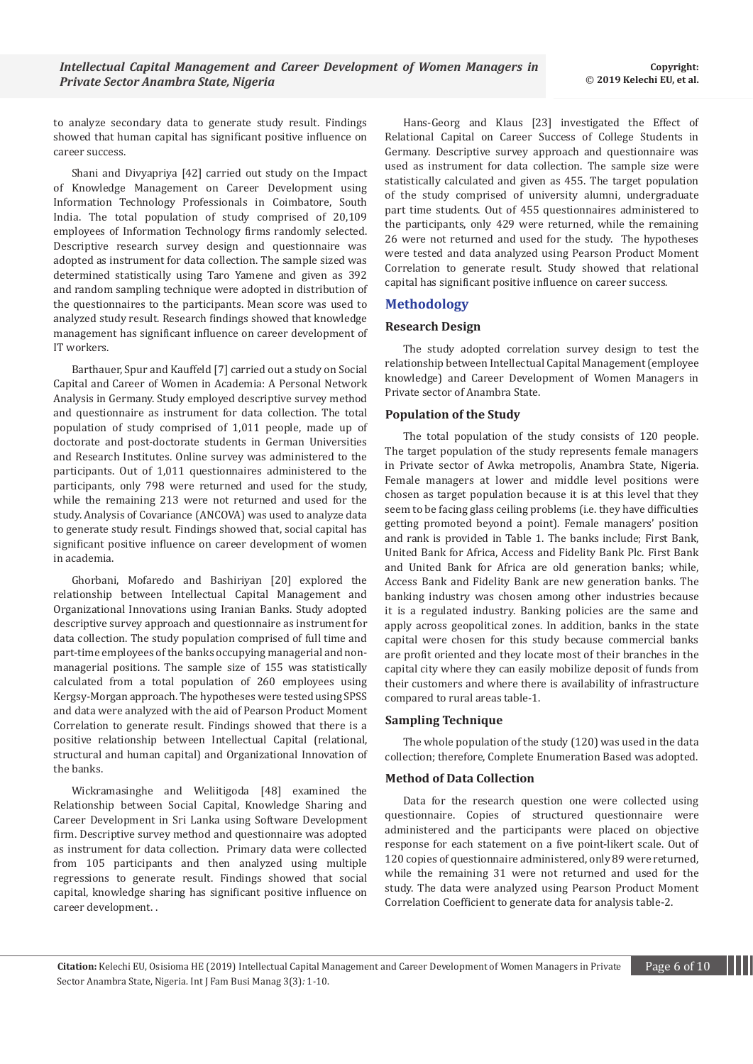to analyze secondary data to generate study result. Findings showed that human capital has significant positive influence on career success.

Shani and Divyapriya [42] carried out study on the Impact of Knowledge Management on Career Development using Information Technology Professionals in Coimbatore, South India. The total population of study comprised of 20,109 employees of Information Technology firms randomly selected. Descriptive research survey design and questionnaire was adopted as instrument for data collection. The sample sized was determined statistically using Taro Yamene and given as 392 and random sampling technique were adopted in distribution of the questionnaires to the participants. Mean score was used to analyzed study result. Research findings showed that knowledge management has significant influence on career development of IT workers.

Barthauer, Spur and Kauffeld [7] carried out a study on Social Capital and Career of Women in Academia: A Personal Network Analysis in Germany. Study employed descriptive survey method and questionnaire as instrument for data collection. The total population of study comprised of 1,011 people, made up of doctorate and post-doctorate students in German Universities and Research Institutes. Online survey was administered to the participants. Out of 1,011 questionnaires administered to the participants, only 798 were returned and used for the study, while the remaining 213 were not returned and used for the study. Analysis of Covariance (ANCOVA) was used to analyze data to generate study result. Findings showed that, social capital has significant positive influence on career development of women in academia.

Ghorbani, Mofaredo and Bashiriyan [20] explored the relationship between Intellectual Capital Management and Organizational Innovations using Iranian Banks. Study adopted descriptive survey approach and questionnaire as instrument for data collection. The study population comprised of full time and part-time employees of the banks occupying managerial and non-managerial positions. The sample size of 155 was statistically calculated from a total population of 260 employees using Kergsy-Morgan approach. The hypotheses were tested using SPSS and data were analyzed with the aid of Pearson Product Moment Correlation to generate result. Findings showed that there is a positive relationship between Intellectual Capital (relational, structural and human capital) and Organizational Innovation of the banks.

Wickramasinghe and Weliitigoda [48] examined the Relationship between Social Capital, Knowledge Sharing and Career Development in Sri Lanka using Software Development firm. Descriptive survey method and questionnaire was adopted as instrument for data collection. Primary data were collected from 105 participants and then analyzed using multiple regressions to generate result. Findings showed that social capital, knowledge sharing has significant positive influence on career development. .

Hans-Georg and Klaus [23] investigated the Effect of Relational Capital on Career Success of College Students in Germany. Descriptive survey approach and questionnaire was used as instrument for data collection. The sample size were statistically calculated and given as 455. The target population of the study comprised of university alumni, undergraduate part time students. Out of 455 questionnaires administered to the participants, only 429 were returned, while the remaining 26 were not returned and used for the study. The hypotheses were tested and data analyzed using Pearson Product Moment Correlation to generate result. Study showed that relational capital has significant positive influence on career success.

## Methodology

### Research Design

The study adopted correlation survey design to test the relationship between Intellectual Capital Management (employee knowledge) and Career Development of Women Managers in Private sector of Anambra State.

### Population of the Study

The total population of the study consists of 120 people. The target population of the study represents female managers in Private sector of Awka metropolis, Anambra State, Nigeria. Female managers at lower and middle level positions were chosen as target population because it is at this level that they seem to be facing glass ceiling problems (i.e. they have difficulties getting promoted beyond a point). Female managers' position and rank is provided in Table 1. The banks include; First Bank, United Bank for Africa, Access and Fidelity Bank Plc. First Bank and United Bank for Africa are old generation banks; while, Access Bank and Fidelity Bank are new generation banks. The banking industry was chosen among other industries because it is a regulated industry. Banking policies are the same and apply across geopolitical zones. In addition, banks in the state capital were chosen for this study because commercial banks are profit oriented and they locate most of their branches in the capital city where they can easily mobilize deposit of funds from their customers and where there is availability of infrastructure compared to rural areas table-1.

### Sampling Technique

The whole population of the study (120) was used in the data collection; therefore, Complete Enumeration Based was adopted.

### Method of Data Collection

Data for the research question one were collected using questionnaire. Copies of structured questionnaire were administered and the participants were placed on objective response for each statement on a five point-likert scale. Out of 120 copies of questionnaire administered, only 89 were returned, while the remaining 31 were not returned and used for the study. The data were analyzed using Pearson Product Moment Correlation Coefficient to generate data for analysis table-2.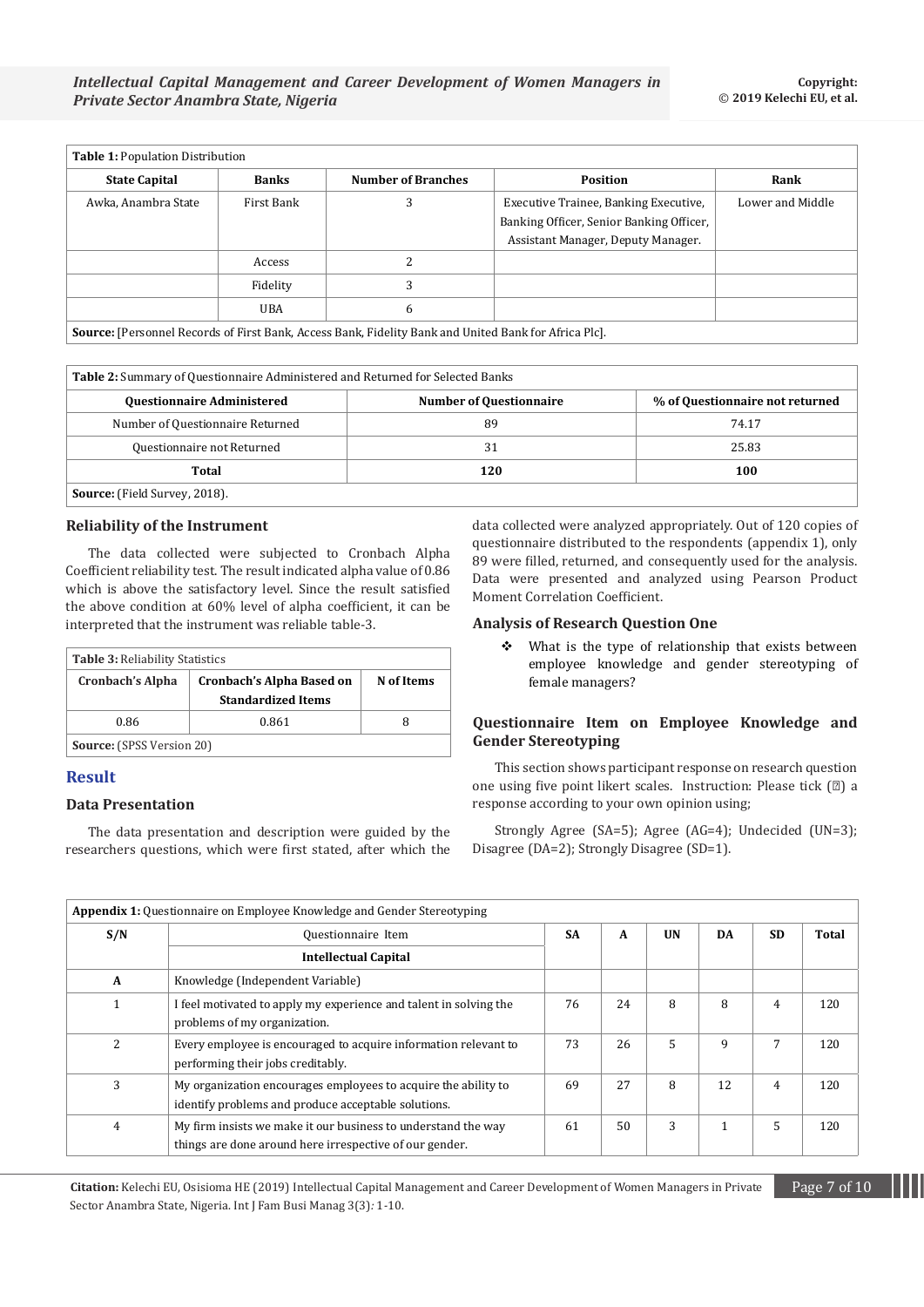**Table 1:** Population Distribution

| State Capital | Banks | Number of Branches | Position | Rank |
|---|---|---|---|---|
| Awka, Anambra State | First Bank | 3 | Executive Trainee, Banking Executive, Banking Officer, Senior Banking Officer, Assistant Manager, Deputy Manager. | Lower and Middle |
| | Access | 2 | | |
| | Fidelity | 3 | | |
| | UBA | 6 | | |

**Source:** [Personnel Records of First Bank, Access Bank, Fidelity Bank and United Bank for Africa Plc].

**Table 2:** Summary of Questionnaire Administered and Returned for Selected Banks

| Questionnaire Administered | Number of Questionnaire | % of Questionnaire not returned |
|---|---|---|
| Number of Questionnaire Returned | 89 | 74.17 |
| Questionnaire not Returned | 31 | 25.83 |
| **Total** | **120** | **100** |

**Source:** (Field Survey, 2018).

### Reliability of the Instrument

The data collected were subjected to Cronbach Alpha Coefficient reliability test. The result indicated alpha value of 0.86 which is above the satisfactory level. Since the result satisfied the above condition at 60% level of alpha coefficient, it can be interpreted that the instrument was reliable table-3.

**Table 3:** Reliability Statistics

| Cronbach's Alpha | Cronbach's Alpha Based on Standardized Items | N of Items |
|---|---|---|
| 0.86 | 0.861 | 8 |

**Source:** (SPSS Version 20)

## Result

### Data Presentation

The data presentation and description were guided by the researchers questions, which were first stated, after which the data collected were analyzed appropriately. Out of 120 copies of questionnaire distributed to the respondents (appendix 1), only 89 were filled, returned, and consequently used for the analysis. Data were presented and analyzed using Pearson Product Moment Correlation Coefficient.

### Analysis of Research Question One

- What is the type of relationship that exists between employee knowledge and gender stereotyping of female managers?

### Questionnaire Item on Employee Knowledge and Gender Stereotyping

This section shows participant response on research question one using five point likert scales. Instruction: Please tick (✓) a response according to your own opinion using;

Strongly Agree (SA=5); Agree (AG=4); Undecided (UN=3); Disagree (DA=2); Strongly Disagree (SD=1).

**Appendix 1:** Questionnaire on Employee Knowledge and Gender Stereotyping

| S/N | Questionnaire Item | SA | A | UN | DA | SD | Total |
|---|---|---|---|---|---|---|---|
| | **Intellectual Capital** | | | | | | |
| **A** | Knowledge (Independent Variable) | | | | | | |
| 1 | I feel motivated to apply my experience and talent in solving the problems of my organization. | 76 | 24 | 8 | 8 | 4 | 120 |
| 2 | Every employee is encouraged to acquire information relevant to performing their jobs creditably. | 73 | 26 | 5 | 9 | 7 | 120 |
| 3 | My organization encourages employees to acquire the ability to identify problems and produce acceptable solutions. | 69 | 27 | 8 | 12 | 4 | 120 |
| 4 | My firm insists we make it our business to understand the way things are done around here irrespective of our gender. | 61 | 50 | 3 | 1 | 5 | 120 |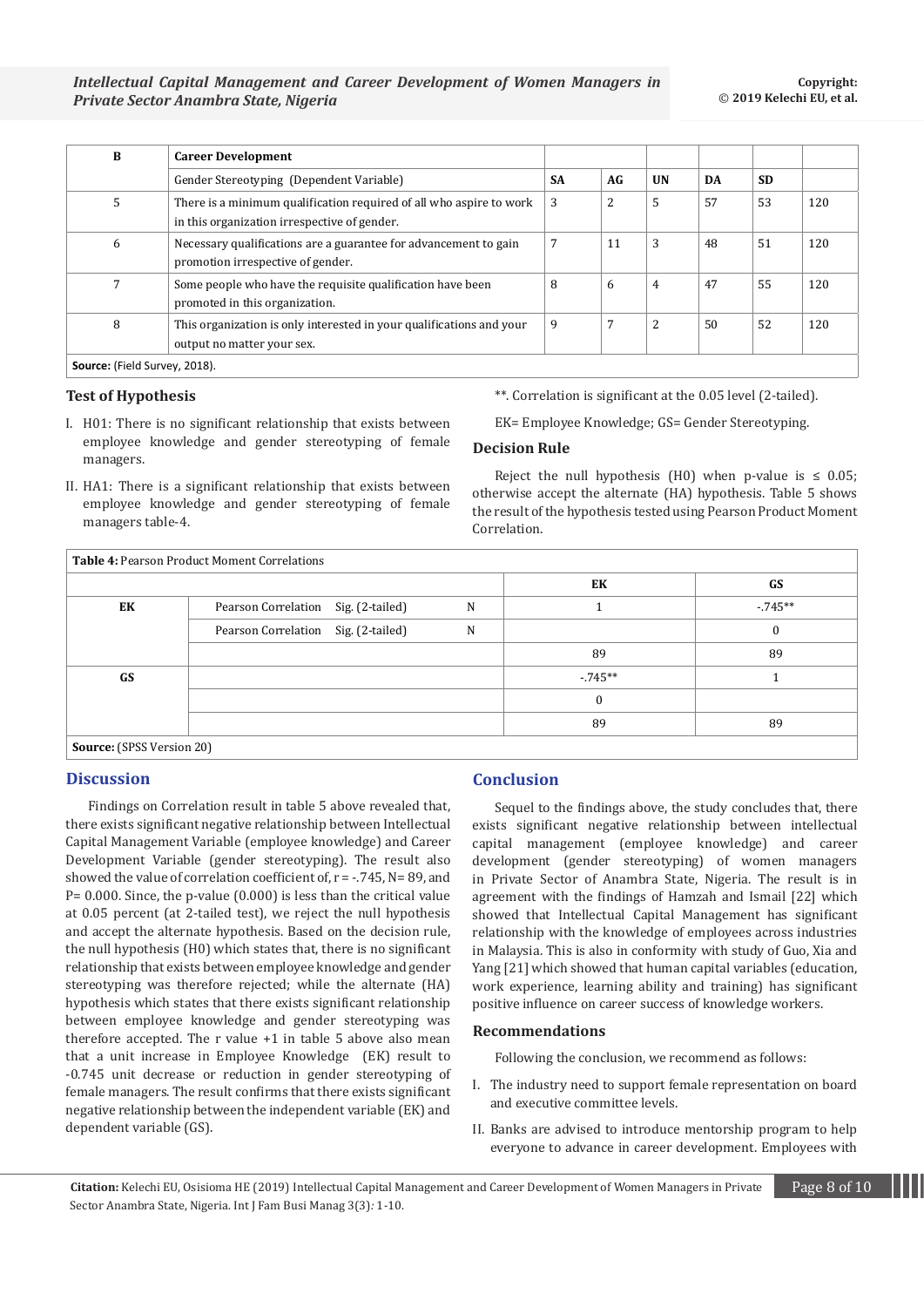| B | Career Development | | | | | | |
|---|---|---|---|---|---|---|---|
| | Gender Stereotyping (Dependent Variable) | SA | AG | UN | DA | SD | |
| 5 | There is a minimum qualification required of all who aspire to work in this organization irrespective of gender. | 3 | 2 | 5 | 57 | 53 | 120 |
| 6 | Necessary qualifications are a guarantee for advancement to gain promotion irrespective of gender. | 7 | 11 | 3 | 48 | 51 | 120 |
| 7 | Some people who have the requisite qualification have been promoted in this organization. | 8 | 6 | 4 | 47 | 55 | 120 |
| 8 | This organization is only interested in your qualifications and your output no matter your sex. | 9 | 7 | 2 | 50 | 52 | 120 |

**Source:** (Field Survey, 2018).

### Test of Hypothesis

I. H01: There is no significant relationship that exists between employee knowledge and gender stereotyping of female managers.

II. HA1: There is a significant relationship that exists between employee knowledge and gender stereotyping of female managers table-4.

**. Correlation is significant at the 0.05 level (2-tailed).

EK= Employee Knowledge; GS= Gender Stereotyping.

### Decision Rule

Reject the null hypothesis (H0) when p-value is ≤ 0.05; otherwise accept the alternate (HA) hypothesis. Table 5 shows the result of the hypothesis tested using Pearson Product Moment Correlation.

**Table 4:** Pearson Product Moment Correlations

| | | EK | GS |
|---|---|---|---|
| EK | Pearson Correlation Sig. (2-tailed) N | 1 | -.745** |
| | Pearson Correlation Sig. (2-tailed) N | | 0 |
| | | 89 | 89 |
| GS | | -.745** | 1 |
| | | 0 | |
| | | 89 | 89 |

**Source:** (SPSS Version 20)

## Discussion

Findings on Correlation result in table 5 above revealed that, there exists significant negative relationship between Intellectual Capital Management Variable (employee knowledge) and Career Development Variable (gender stereotyping). The result also showed the value of correlation coefficient of, r = -.745, N= 89, and P= 0.000. Since, the p-value (0.000) is less than the critical value at 0.05 percent (at 2-tailed test), we reject the null hypothesis and accept the alternate hypothesis. Based on the decision rule, the null hypothesis (H0) which states that, there is no significant relationship that exists between employee knowledge and gender stereotyping was therefore rejected; while the alternate (HA) hypothesis which states that there exists significant relationship between employee knowledge and gender stereotyping was therefore accepted. The r value +1 in table 5 above also mean that a unit increase in Employee Knowledge (EK) result to -0.745 unit decrease or reduction in gender stereotyping of female managers. The result confirms that there exists significant negative relationship between the independent variable (EK) and dependent variable (GS).

## Conclusion

Sequel to the findings above, the study concludes that, there exists significant negative relationship between intellectual capital management (employee knowledge) and career development (gender stereotyping) of women managers in Private Sector of Anambra State, Nigeria. The result is in agreement with the findings of Hamzah and Ismail [22] which showed that Intellectual Capital Management has significant relationship with the knowledge of employees across industries in Malaysia. This is also in conformity with study of Guo, Xia and Yang [21] which showed that human capital variables (education, work experience, learning ability and training) has significant positive influence on career success of knowledge workers.

### Recommendations

Following the conclusion, we recommend as follows:

I. The industry need to support female representation on board and executive committee levels.

II. Banks are advised to introduce mentorship program to help everyone to advance in career development. Employees with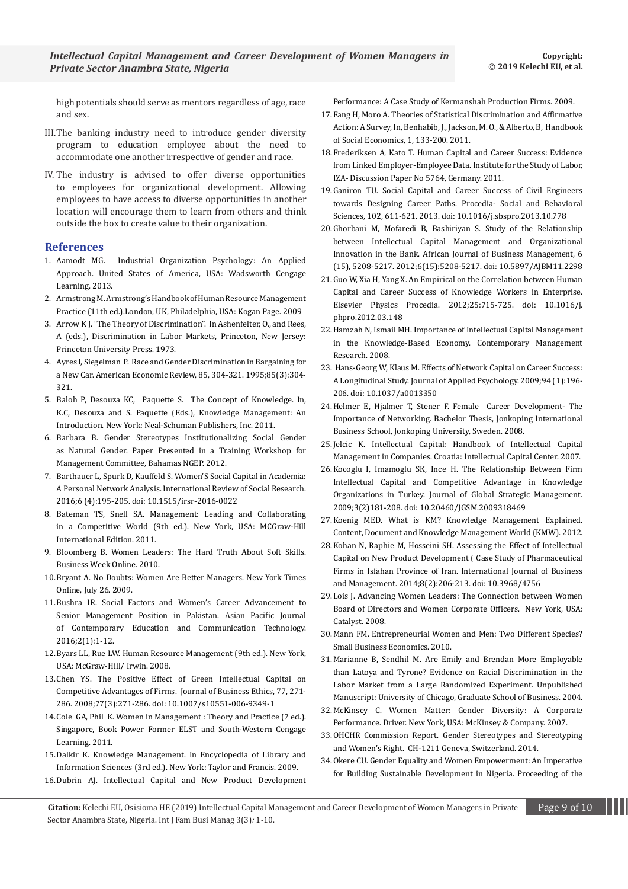high potentials should serve as mentors regardless of age, race and sex.

III. The banking industry need to introduce gender diversity program to education employee about the need to accommodate one another irrespective of gender and race.

IV. The industry is advised to offer diverse opportunities to employees for organizational development. Allowing employees to have access to diverse opportunities in another location will encourage them to learn from others and think outside the box to create value to their organization.

## References

1. Aamodt MG. Industrial Organization Psychology: An Applied Approach. United States of America, USA: Wadsworth Cengage Learning. 2013.
2. Armstrong M. Armstrong's Handbook of Human Resource Management Practice (11th ed.).London, UK, Philadelphia, USA: Kogan Page. 2009
3. Arrow K J. "The Theory of Discrimination". In Ashenfelter, O., and Rees, A (eds.), Discrimination in Labor Markets, Princeton, New Jersey: Princeton University Press. 1973.
4. Ayres I, Siegelman P. Race and Gender Discrimination in Bargaining for a New Car. American Economic Review, 85, 304-321. 1995;85(3):304-321.
5. Baloh P, Desouza KC, Paquette S. The Concept of Knowledge. In, K.C, Desouza and S. Paquette (Eds.), Knowledge Management: An Introduction. New York: Neal-Schuman Publishers, Inc. 2011.
6. Barbara B. Gender Stereotypes Institutionalizing Social Gender as Natural Gender. Paper Presented in a Training Workshop for Management Committee, Bahamas NGEP. 2012.
7. Barthauer L, Spurk D, Kauffeld S. Women'S Social Capital in Academia: A Personal Network Analysis. International Review of Social Research. 2016;6 (4):195-205. doi: 10.1515/irsr-2016-0022
8. Bateman TS, Snell SA. Management: Leading and Collaborating in a Competitive World (9th ed.). New York, USA: MCGraw-Hill International Edition. 2011.
9. Bloomberg B. Women Leaders: The Hard Truth About Soft Skills. Business Week Online. 2010.
10. Bryant A. No Doubts: Women Are Better Managers. New York Times Online, July 26. 2009.
11. Bushra IR. Social Factors and Women's Career Advancement to Senior Management Position in Pakistan. Asian Pacific Journal of Contemporary Education and Communication Technology. 2016;2(1):1-12.
12. Byars LL, Rue LW. Human Resource Management (9th ed.). New York, USA: McGraw-Hill/ Irwin. 2008.
13. Chen YS. The Positive Effect of Green Intellectual Capital on Competitive Advantages of Firms. Journal of Business Ethics, 77, 271-286. 2008;77(3):271-286. doi: 10.1007/s10551-006-9349-1
14. Cole GA, Phil K. Women in Management : Theory and Practice (7 ed.). Singapore, Book Power Former ELST and South-Western Cengage Learning. 2011.
15. Dalkir K. Knowledge Management. In Encyclopedia of Library and Information Sciences (3rd ed.). New York: Taylor and Francis. 2009.
16. Dubrin AJ. Intellectual Capital and New Product Development Performance: A Case Study of Kermanshah Production Firms. 2009.
17. Fang H, Moro A. Theories of Statistical Discrimination and Affirmative Action: A Survey, In, Benhabib, J., Jackson, M. O., & Alberto, B, Handbook of Social Economics, 1, 133-200. 2011.
18. Frederiksen A, Kato T. Human Capital and Career Success: Evidence from Linked Employer-Employee Data. Institute for the Study of Labor, IZA- Discussion Paper No 5764, Germany. 2011.
19. Ganiron TU. Social Capital and Career Success of Civil Engineers towards Designing Career Paths. Procedia- Social and Behavioral Sciences, 102, 611-621. 2013. doi: 10.1016/j.sbspro.2013.10.778
20. Ghorbani M, Mofaredi B, Bashiriyan S. Study of the Relationship between Intellectual Capital Management and Organizational Innovation in the Bank. African Journal of Business Management, 6 (15), 5208-5217. 2012;6(15):5208-5217. doi: 10.5897/AJBM11.2298
21. Guo W, Xia H, Yang X. An Empirical on the Correlation between Human Capital and Career Success of Knowledge Workers in Enterprise. Elsevier Physics Procedia. 2012;25:715-725. doi: 10.1016/j.phpro.2012.03.148
22. Hamzah N, Ismail MH. Importance of Intellectual Capital Management in the Knowledge-Based Economy. Contemporary Management Research. 2008.
23. Hans-Georg W, Klaus M. Effects of Network Capital on Career Success: A Longitudinal Study. Journal of Applied Psychology. 2009;94 (1):196-206. doi: 10.1037/a0013350
24. Helmer E, Hjalmer T, Stener F. Female Career Development- The Importance of Networking. Bachelor Thesis, Jonkoping International Business School, Jonkoping University, Sweden. 2008.
25. Jelcic K. Intellectual Capital: Handbook of Intellectual Capital Management in Companies. Croatia: Intellectual Capital Center. 2007.
26. Kocoglu I, Imamoglu SK, Ince H. The Relationship Between Firm Intellectual Capital and Competitive Advantage in Knowledge Organizations in Turkey. Journal of Global Strategic Management. 2009;3(2)181-208. doi: 10.20460/JGSM.2009318469
27. Koenig MED. What is KM? Knowledge Management Explained. Content, Document and Knowledge Management World (KMW). 2012.
28. Kohan N, Raphie M, Hosseini SH. Assessing the Effect of Intellectual Capital on New Product Development ( Case Study of Pharmaceutical Firms in Isfahan Province of Iran. International Journal of Business and Management. 2014;8(2):206-213. doi: 10.3968/4756
29. Lois J. Advancing Women Leaders: The Connection between Women Board of Directors and Women Corporate Officers. New York, USA: Catalyst. 2008.
30. Mann FM. Entrepreneurial Women and Men: Two Different Species? Small Business Economics. 2010.
31. Marianne B, Sendhil M. Are Emily and Brendan More Employable than Latoya and Tyrone? Evidence on Racial Discrimination in the Labor Market from a Large Randomized Experiment. Unpublished Manuscript: University of Chicago, Graduate School of Business. 2004.
32. McKinsey C. Women Matter: Gender Diversity: A Corporate Performance. Driver. New York, USA: McKinsey & Company. 2007.
33. OHCHR Commission Report. Gender Stereotypes and Stereotyping and Women's Right. CH-1211 Geneva, Switzerland. 2014.
34. Okere CU. Gender Equality and Women Empowerment: An Imperative for Building Sustainable Development in Nigeria. Proceeding of the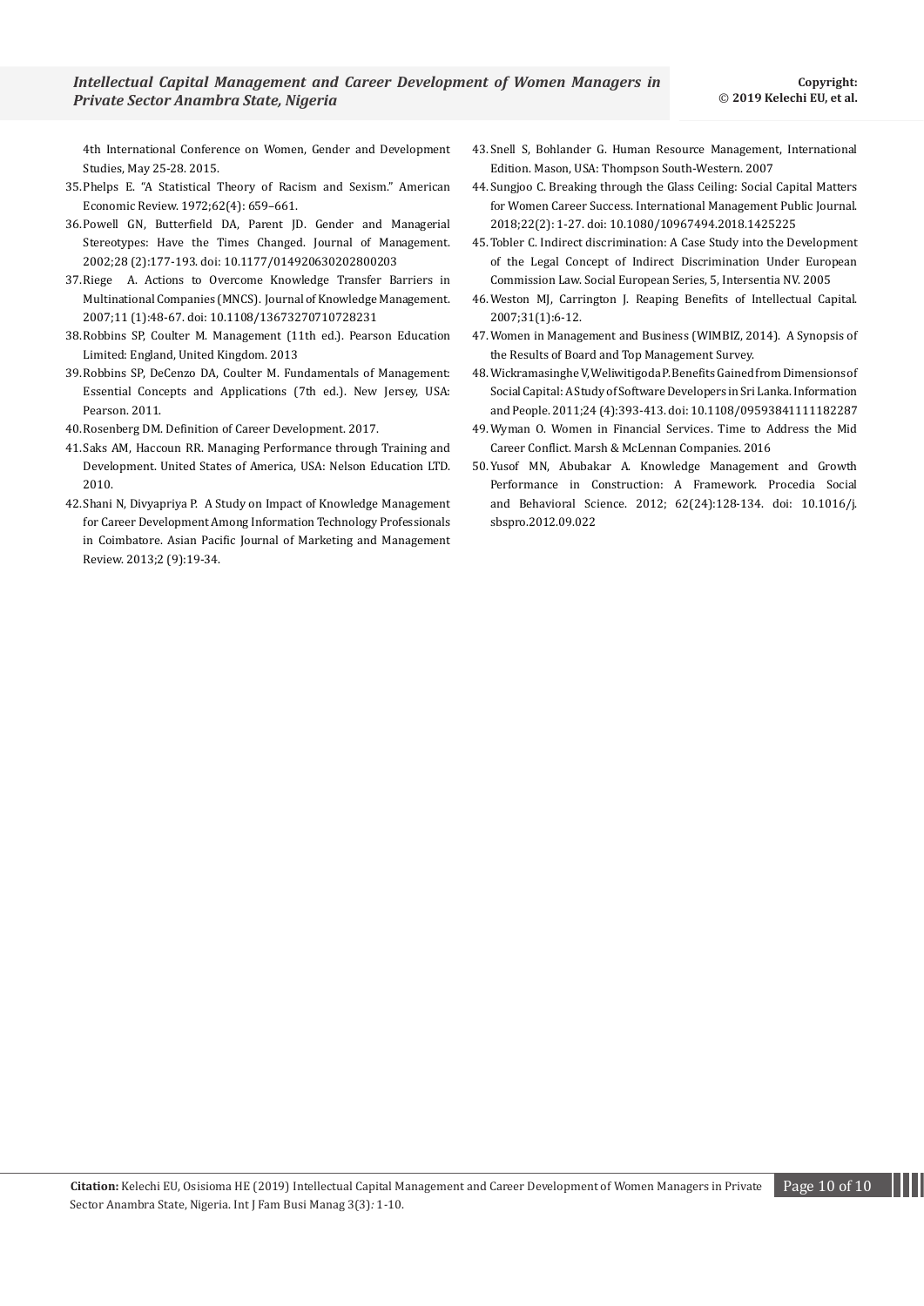4th International Conference on Women, Gender and Development Studies, May 25-28. 2015.

35. Phelps E. "A Statistical Theory of Racism and Sexism." American Economic Review. 1972;62(4): 659–661.
36. Powell GN, Butterfield DA, Parent JD. Gender and Managerial Stereotypes: Have the Times Changed. Journal of Management. 2002;28 (2):177-193. doi: 10.1177/014920630202800203
37. Riege A. Actions to Overcome Knowledge Transfer Barriers in Multinational Companies (MNCS). Journal of Knowledge Management. 2007;11 (1):48-67. doi: 10.1108/13673270710728231
38. Robbins SP, Coulter M. Management (11th ed.). Pearson Education Limited: England, United Kingdom. 2013
39. Robbins SP, DeCenzo DA, Coulter M. Fundamentals of Management: Essential Concepts and Applications (7th ed.). New Jersey, USA: Pearson. 2011.
40. Rosenberg DM. Definition of Career Development. 2017.
41. Saks AM, Haccoun RR. Managing Performance through Training and Development. United States of America, USA: Nelson Education LTD. 2010.
42. Shani N, Divyapriya P. A Study on Impact of Knowledge Management for Career Development Among Information Technology Professionals in Coimbatore. Asian Pacific Journal of Marketing and Management Review. 2013;2 (9):19-34.
43. Snell S, Bohlander G. Human Resource Management, International Edition. Mason, USA: Thompson South-Western. 2007
44. Sungjoo C. Breaking through the Glass Ceiling: Social Capital Matters for Women Career Success. International Management Public Journal. 2018;22(2): 1-27. doi: 10.1080/10967494.2018.1425225
45. Tobler C. Indirect discrimination: A Case Study into the Development of the Legal Concept of Indirect Discrimination Under European Commission Law. Social European Series, 5, Intersentia NV. 2005
46. Weston MJ, Carrington J. Reaping Benefits of Intellectual Capital. 2007;31(1):6-12.
47. Women in Management and Business (WIMBIZ, 2014). A Synopsis of the Results of Board and Top Management Survey.
48. Wickramasinghe V, Weliwitigoda P. Benefits Gained from Dimensions of Social Capital: A Study of Software Developers in Sri Lanka. Information and People. 2011;24 (4):393-413. doi: 10.1108/09593841111182287
49. Wyman O. Women in Financial Services. Time to Address the Mid Career Conflict. Marsh & McLennan Companies. 2016
50. Yusof MN, Abubakar A. Knowledge Management and Growth Performance in Construction: A Framework. Procedia Social and Behavioral Science. 2012; 62(24):128-134. doi: 10.1016/j.sbspro.2012.09.022